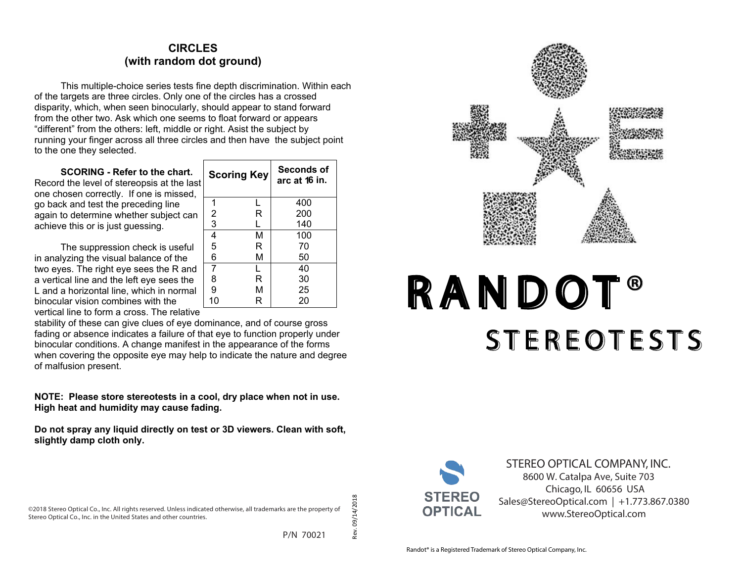## CIRCLES
## (with random dot ground)

This multiple-choice series tests fine depth discrimination. Within each of the targets are three circles. Only one of the circles has a crossed disparity, which, when seen binocularly, should appear to stand forward from the other two. Ask which one seems to float forward or appears “different” from the others: left, middle or right. Asist the subject by running your finger across all three circles and then have the subject point to the one they selected.

**SCORING - Refer to the chart.** Record the level of stereopsis at the last one chosen correctly. If one is missed, go back and test the preceding line again to determine whether subject can achieve this or is just guessing.

| Scoring Key | | Seconds of arc at 16 in. |
|---|---|---|
| 1 | L | 400 |
| 2 | R | 200 |
| 3 | L | 140 |
| 4 | M | 100 |
| 5 | R | 70 |
| 6 | M | 50 |
| 7 | L | 40 |
| 8 | R | 30 |
| 9 | M | 25 |
| 10 | R | 20 |

The suppression check is useful in analyzing the visual balance of the two eyes. The right eye sees the R and a vertical line and the left eye sees the L and a horizontal line, which in normal binocular vision combines with the vertical line to form a cross. The relative stability of these can give clues of eye dominance, and of course gross fading or absence indicates a failure of that eye to function properly under binocular conditions. A change manifest in the appearance of the forms when covering the opposite eye may help to indicate the nature and degree of malfusion present.

**NOTE: Please store stereotests in a cool, dry place when not in use. High heat and humidity may cause fading.**

**Do not spray any liquid directly on test or 3D viewers. Clean with soft, slightly damp cloth only.**

©2018 Stereo Optical Co., Inc. All rights reserved. Unless indicated otherwise, all trademarks are the property of Stereo Optical Co., Inc. in the United States and other countries.

P/N 70021

Rev. 09/14/2018

# RANDOT®
## STEREOTESTS

STEREO OPTICAL

STEREO OPTICAL COMPANY, INC.
8600 W. Catalpa Ave, Suite 703
Chicago, IL 60656 USA
Sales@StereoOptical.com | +1.773.867.0380
www.StereoOptical.com

Randot® is a Registered Trademark of Stereo Optical Company, Inc.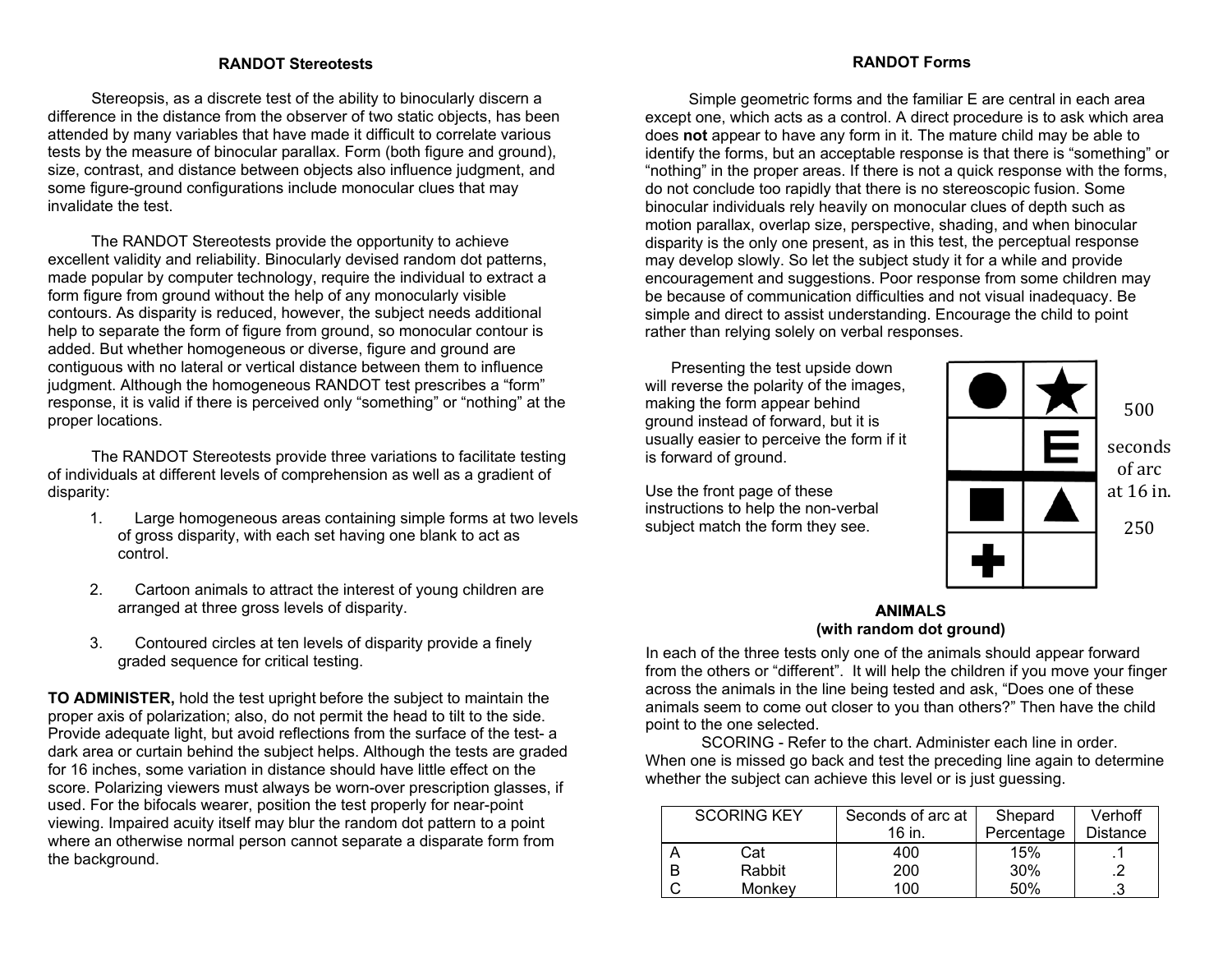## RANDOT Stereotests

Stereopsis, as a discrete test of the ability to binocularly discern a difference in the distance from the observer of two static objects, has been attended by many variables that have made it difficult to correlate various tests by the measure of binocular parallax. Form (both figure and ground), size, contrast, and distance between objects also influence judgment, and some figure-ground configurations include monocular clues that may invalidate the test.

The RANDOT Stereotests provide the opportunity to achieve excellent validity and reliability. Binocularly devised random dot patterns, made popular by computer technology, require the individual to extract a form figure from ground without the help of any monocularly visible contours. As disparity is reduced, however, the subject needs additional help to separate the form of figure from ground, so monocular contour is added. But whether homogeneous or diverse, figure and ground are contiguous with no lateral or vertical distance between them to influence judgment. Although the homogeneous RANDOT test prescribes a "form" response, it is valid if there is perceived only "something" or "nothing" at the proper locations.

The RANDOT Stereotests provide three variations to facilitate testing of individuals at different levels of comprehension as well as a gradient of disparity:

1. Large homogeneous areas containing simple forms at two levels of gross disparity, with each set having one blank to act as control.
2. Cartoon animals to attract the interest of young children are arranged at three gross levels of disparity.
3. Contoured circles at ten levels of disparity provide a finely graded sequence for critical testing.

**TO ADMINISTER,** hold the test upright before the subject to maintain the proper axis of polarization; also, do not permit the head to tilt to the side. Provide adequate light, but avoid reflections from the surface of the test- a dark area or curtain behind the subject helps. Although the tests are graded for 16 inches, some variation in distance should have little effect on the score. Polarizing viewers must always be worn-over prescription glasses, if used. For the bifocals wearer, position the test properly for near-point viewing. Impaired acuity itself may blur the random dot pattern to a point where an otherwise normal person cannot separate a disparate form from the background.

## RANDOT Forms

Simple geometric forms and the familiar E are central in each area except one, which acts as a control. A direct procedure is to ask which area does **not** appear to have any form in it. The mature child may be able to identify the forms, but an acceptable response is that there is "something" or "nothing" in the proper areas. If there is not a quick response with the forms, do not conclude too rapidly that there is no stereoscopic fusion. Some binocular individuals rely heavily on monocular clues of depth such as motion parallax, overlap size, perspective, shading, and when binocular disparity is the only one present, as in this test, the perceptual response may develop slowly. So let the subject study it for a while and provide encouragement and suggestions. Poor response from some children may be because of communication difficulties and not visual inadequacy. Be simple and direct to assist understanding. Encourage the child to point rather than relying solely on verbal responses.

Presenting the test upside down will reverse the polarity of the images, making the form appear behind ground instead of forward, but it is usually easier to perceive the form if it is forward of ground.

Use the front page of these instructions to help the non-verbal subject match the form they see.

500

seconds of arc at 16 in.

250

### ANIMALS
### (with random dot ground)

In each of the three tests only one of the animals should appear forward from the others or "different". It will help the children if you move your finger across the animals in the line being tested and ask, "Does one of these animals seem to come out closer to you than others?" Then have the child point to the one selected.

SCORING - Refer to the chart. Administer each line in order. When one is missed go back and test the preceding line again to determine whether the subject can achieve this level or is just guessing.

| SCORING KEY | | Seconds of arc at 16 in. | Shepard Percentage | Verhoff Distance |
|---|---|---|---|---|
| A | Cat | 400 | 15% | .1 |
| B | Rabbit | 200 | 30% | .2 |
| C | Monkey | 100 | 50% | .3 |